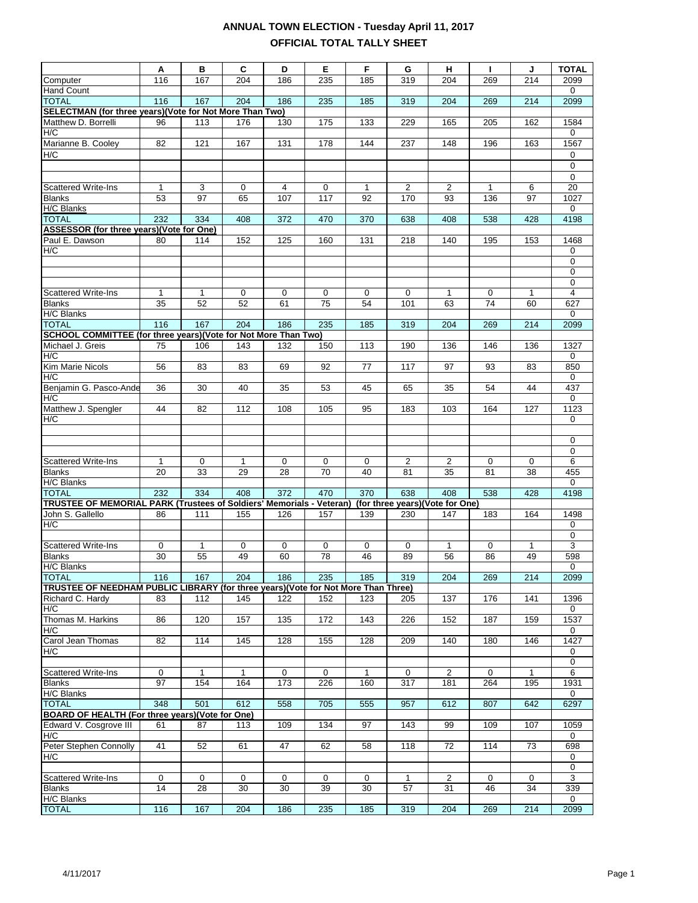# ANNUAL TOWN ELECTION - Tuesday April 11, 2017

## OFFICIAL TOTAL TALLY SHEET

| | A | B | C | D | E | F | G | H | I | J | TOTAL |
|---|---|---|---|---|---|---|---|---|---|---|---|
| Computer | 116 | 167 | 204 | 186 | 235 | 185 | 319 | 204 | 269 | 214 | 2099 |
| Hand Count | | | | | | | | | | | 0 |
| TOTAL | 116 | 167 | 204 | 186 | 235 | 185 | 319 | 204 | 269 | 214 | 2099 |
| **SELECTMAN (for three years)(Vote for Not More Than Two)** | | | | | | | | | | | |
| Matthew D. Borrelli | 96 | 113 | 176 | 130 | 175 | 133 | 229 | 165 | 205 | 162 | 1584 |
| H/C | | | | | | | | | | | 0 |
| Marianne B. Cooley | 82 | 121 | 167 | 131 | 178 | 144 | 237 | 148 | 196 | 163 | 1567 |
| H/C | | | | | | | | | | | 0 |
| | | | | | | | | | | | 0 |
| | | | | | | | | | | | 0 |
| Scattered Write-Ins | 1 | 3 | 0 | 4 | 0 | 1 | 2 | 2 | 1 | 6 | 20 |
| Blanks | 53 | 97 | 65 | 107 | 117 | 92 | 170 | 93 | 136 | 97 | 1027 |
| H/C Blanks | | | | | | | | | | | 0 |
| TOTAL | 232 | 334 | 408 | 372 | 470 | 370 | 638 | 408 | 538 | 428 | 4198 |
| **ASSESSOR (for three years)(Vote for One)** | | | | | | | | | | | |
| Paul E. Dawson | 80 | 114 | 152 | 125 | 160 | 131 | 218 | 140 | 195 | 153 | 1468 |
| H/C | | | | | | | | | | | 0 |
| | | | | | | | | | | | 0 |
| | | | | | | | | | | | 0 |
| | | | | | | | | | | | 0 |
| Scattered Write-Ins | 1 | 1 | 0 | 0 | 0 | 0 | 0 | 1 | 0 | 1 | 4 |
| Blanks | 35 | 52 | 52 | 61 | 75 | 54 | 101 | 63 | 74 | 60 | 627 |
| H/C Blanks | | | | | | | | | | | 0 |
| TOTAL | 116 | 167 | 204 | 186 | 235 | 185 | 319 | 204 | 269 | 214 | 2099 |
| **SCHOOL COMMITTEE (for three years)(Vote for Not More Than Two)** | | | | | | | | | | | |
| Michael J. Greis | 75 | 106 | 143 | 132 | 150 | 113 | 190 | 136 | 146 | 136 | 1327 |
| H/C | | | | | | | | | | | 0 |
| Kim Marie Nicols | 56 | 83 | 83 | 69 | 92 | 77 | 117 | 97 | 93 | 83 | 850 |
| H/C | | | | | | | | | | | 0 |
| Benjamin G. Pasco-Ande | 36 | 30 | 40 | 35 | 53 | 45 | 65 | 35 | 54 | 44 | 437 |
| H/C | | | | | | | | | | | 0 |
| Matthew J. Spengler | 44 | 82 | 112 | 108 | 105 | 95 | 183 | 103 | 164 | 127 | 1123 |
| H/C | | | | | | | | | | | 0 |
| | | | | | | | | | | | |
| | | | | | | | | | | | 0 |
| | | | | | | | | | | | 0 |
| Scattered Write-Ins | 1 | 0 | 1 | 0 | 0 | 0 | 2 | 2 | 0 | 0 | 6 |
| Blanks | 20 | 33 | 29 | 28 | 70 | 40 | 81 | 35 | 81 | 38 | 455 |
| H/C Blanks | | | | | | | | | | | 0 |
| TOTAL | 232 | 334 | 408 | 372 | 470 | 370 | 638 | 408 | 538 | 428 | 4198 |
| **TRUSTEE OF MEMORIAL PARK (Trustees of Soldiers' Memorials - Veteran) (for three years)(Vote for One)** | | | | | | | | | | | |
| John S. Gallello | 86 | 111 | 155 | 126 | 157 | 139 | 230 | 147 | 183 | 164 | 1498 |
| H/C | | | | | | | | | | | 0 |
| | | | | | | | | | | | 0 |
| Scattered Write-Ins | 0 | 1 | 0 | 0 | 0 | 0 | 0 | 1 | 0 | 1 | 3 |
| Blanks | 30 | 55 | 49 | 60 | 78 | 46 | 89 | 56 | 86 | 49 | 598 |
| H/C Blanks | | | | | | | | | | | 0 |
| TOTAL | 116 | 167 | 204 | 186 | 235 | 185 | 319 | 204 | 269 | 214 | 2099 |
| **TRUSTEE OF NEEDHAM PUBLIC LIBRARY (for three years)(Vote for Not More Than Three)** | | | | | | | | | | | |
| Richard C. Hardy | 83 | 112 | 145 | 122 | 152 | 123 | 205 | 137 | 176 | 141 | 1396 |
| H/C | | | | | | | | | | | 0 |
| Thomas M. Harkins | 86 | 120 | 157 | 135 | 172 | 143 | 226 | 152 | 187 | 159 | 1537 |
| H/C | | | | | | | | | | | 0 |
| Carol Jean Thomas | 82 | 114 | 145 | 128 | 155 | 128 | 209 | 140 | 180 | 146 | 1427 |
| H/C | | | | | | | | | | | 0 |
| | | | | | | | | | | | 0 |
| Scattered Write-Ins | 0 | 1 | 1 | 0 | 0 | 1 | 0 | 2 | 0 | 1 | 6 |
| Blanks | 97 | 154 | 164 | 173 | 226 | 160 | 317 | 181 | 264 | 195 | 1931 |
| H/C Blanks | | | | | | | | | | | 0 |
| TOTAL | 348 | 501 | 612 | 558 | 705 | 555 | 957 | 612 | 807 | 642 | 6297 |
| **BOARD OF HEALTH (For three years)(Vote for One)** | | | | | | | | | | | |
| Edward V. Cosgrove III | 61 | 87 | 113 | 109 | 134 | 97 | 143 | 99 | 109 | 107 | 1059 |
| H/C | | | | | | | | | | | 0 |
| Peter Stephen Connolly | 41 | 52 | 61 | 47 | 62 | 58 | 118 | 72 | 114 | 73 | 698 |
| H/C | | | | | | | | | | | 0 |
| | | | | | | | | | | | 0 |
| Scattered Write-Ins | 0 | 0 | 0 | 0 | 0 | 0 | 1 | 2 | 0 | 0 | 3 |
| Blanks | 14 | 28 | 30 | 30 | 39 | 30 | 57 | 31 | 46 | 34 | 339 |
| H/C Blanks | | | | | | | | | | | 0 |
| TOTAL | 116 | 167 | 204 | 186 | 235 | 185 | 319 | 204 | 269 | 214 | 2099 |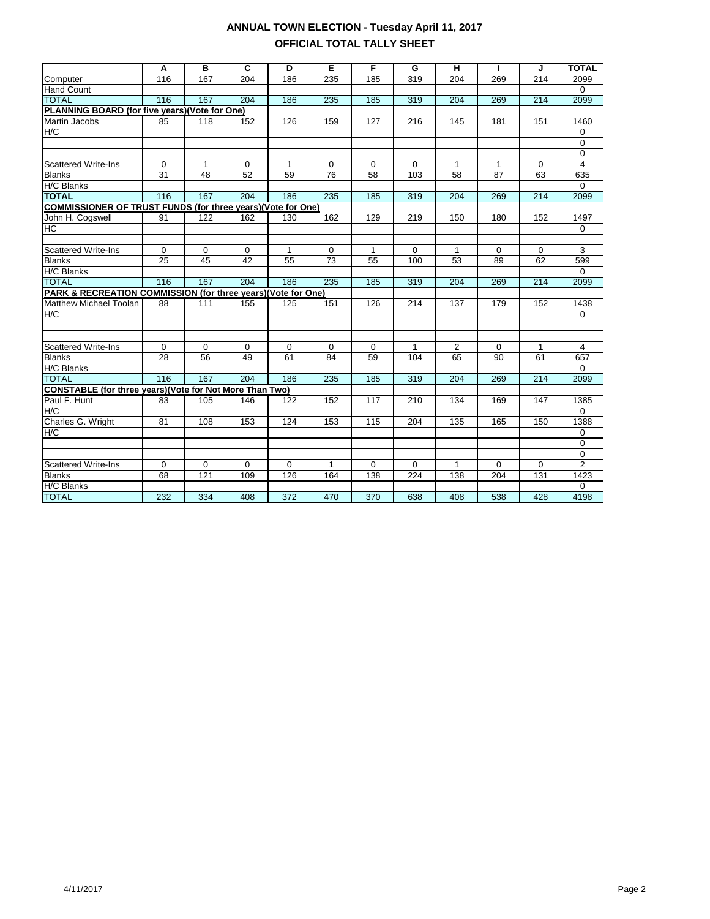# ANNUAL TOWN ELECTION - Tuesday April 11, 2017

## OFFICIAL TOTAL TALLY SHEET

| | A | B | C | D | E | F | G | H | I | J | TOTAL |
|---|---|---|---|---|---|---|---|---|---|---|---|
| Computer | 116 | 167 | 204 | 186 | 235 | 185 | 319 | 204 | 269 | 214 | 2099 |
| Hand Count | | | | | | | | | | | 0 |
| TOTAL | 116 | 167 | 204 | 186 | 235 | 185 | 319 | 204 | 269 | 214 | 2099 |
| **PLANNING BOARD (for five years)(Vote for One)** | | | | | | | | | | | |
| Martin Jacobs | 85 | 118 | 152 | 126 | 159 | 127 | 216 | 145 | 181 | 151 | 1460 |
| H/C | | | | | | | | | | | 0 |
| | | | | | | | | | | | 0 |
| | | | | | | | | | | | 0 |
| Scattered Write-Ins | 0 | 1 | 0 | 1 | 0 | 0 | 0 | 1 | 1 | 0 | 4 |
| Blanks | 31 | 48 | 52 | 59 | 76 | 58 | 103 | 58 | 87 | 63 | 635 |
| H/C Blanks | | | | | | | | | | | 0 |
| **TOTAL** | 116 | 167 | 204 | 186 | 235 | 185 | 319 | 204 | 269 | 214 | 2099 |
| **COMMISSIONER OF TRUST FUNDS (for three years)(Vote for One)** | | | | | | | | | | | |
| John H. Cogswell | 91 | 122 | 162 | 130 | 162 | 129 | 219 | 150 | 180 | 152 | 1497 |
| HC | | | | | | | | | | | 0 |
| | | | | | | | | | | | |
| Scattered Write-Ins | 0 | 0 | 0 | 1 | 0 | 1 | 0 | 1 | 0 | 0 | 3 |
| Blanks | 25 | 45 | 42 | 55 | 73 | 55 | 100 | 53 | 89 | 62 | 599 |
| H/C Blanks | | | | | | | | | | | 0 |
| TOTAL | 116 | 167 | 204 | 186 | 235 | 185 | 319 | 204 | 269 | 214 | 2099 |
| **PARK & RECREATION COMMISSION (for three years)(Vote for One)** | | | | | | | | | | | |
| Matthew Michael Toolan | 88 | 111 | 155 | 125 | 151 | 126 | 214 | 137 | 179 | 152 | 1438 |
| H/C | | | | | | | | | | | 0 |
| | | | | | | | | | | | |
| | | | | | | | | | | | |
| Scattered Write-Ins | 0 | 0 | 0 | 0 | 0 | 0 | 1 | 2 | 0 | 1 | 4 |
| Blanks | 28 | 56 | 49 | 61 | 84 | 59 | 104 | 65 | 90 | 61 | 657 |
| H/C Blanks | | | | | | | | | | | 0 |
| TOTAL | 116 | 167 | 204 | 186 | 235 | 185 | 319 | 204 | 269 | 214 | 2099 |
| **CONSTABLE (for three years)(Vote for Not More Than Two)** | | | | | | | | | | | |
| Paul F. Hunt | 83 | 105 | 146 | 122 | 152 | 117 | 210 | 134 | 169 | 147 | 1385 |
| H/C | | | | | | | | | | | 0 |
| Charles G. Wright | 81 | 108 | 153 | 124 | 153 | 115 | 204 | 135 | 165 | 150 | 1388 |
| H/C | | | | | | | | | | | 0 |
| | | | | | | | | | | | 0 |
| | | | | | | | | | | | 0 |
| Scattered Write-Ins | 0 | 0 | 0 | 0 | 1 | 0 | 0 | 1 | 0 | 0 | 2 |
| Blanks | 68 | 121 | 109 | 126 | 164 | 138 | 224 | 138 | 204 | 131 | 1423 |
| H/C Blanks | | | | | | | | | | | 0 |
| TOTAL | 232 | 334 | 408 | 372 | 470 | 370 | 638 | 408 | 538 | 428 | 4198 |

4/11/2017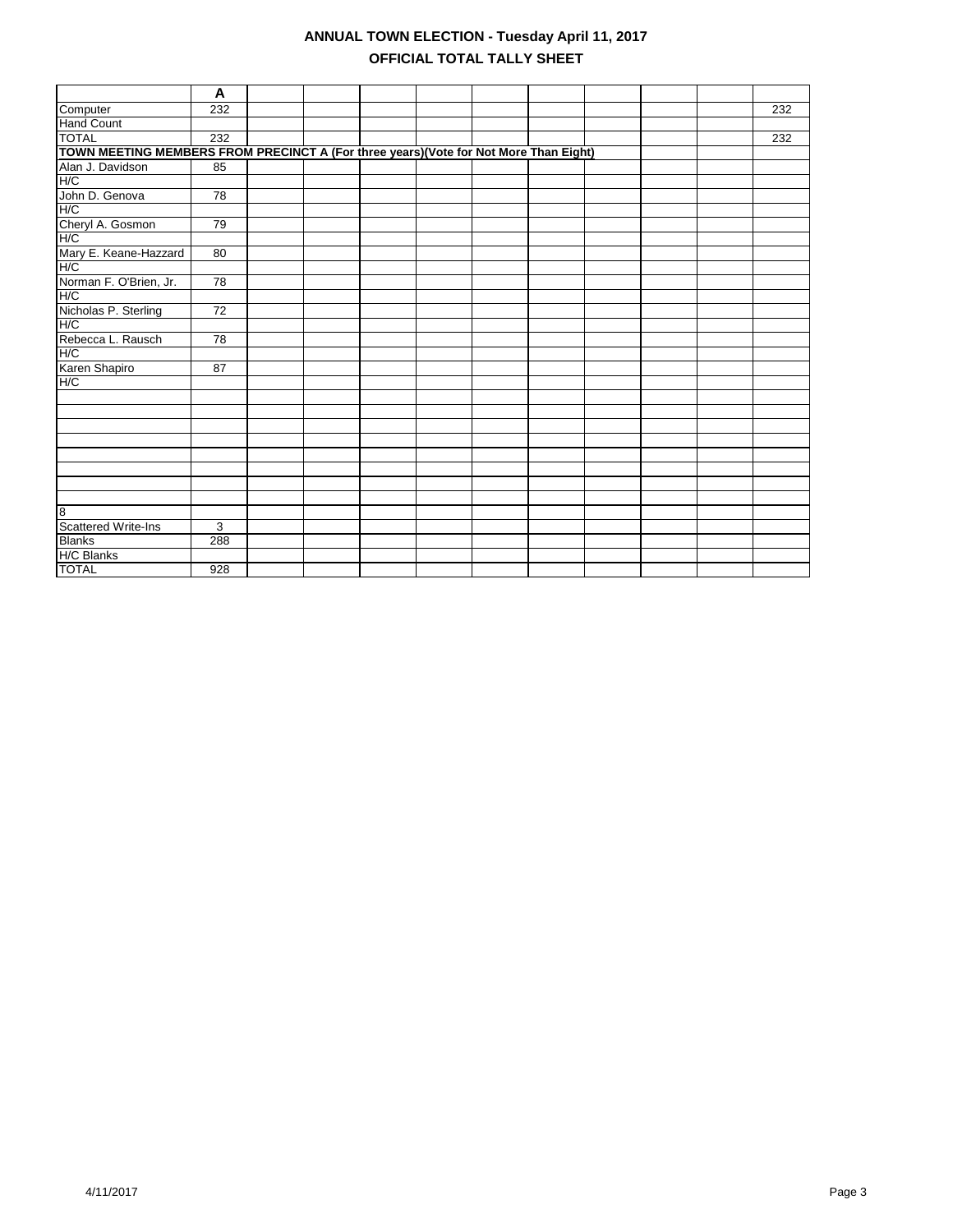# ANNUAL TOWN ELECTION - Tuesday April 11, 2017

## OFFICIAL TOTAL TALLY SHEET

| | A | | | | | | | | | | |
|---|---|---|---|---|---|---|---|---|---|---|---|
| Computer | 232 | | | | | | | | | | 232 |
| Hand Count | | | | | | | | | | | |
| TOTAL | 232 | | | | | | | | | | 232 |
| **TOWN MEETING MEMBERS FROM PRECINCT A (For three years)(Vote for Not More Than Eight)** | | | | | | | | | | | |
| Alan J. Davidson | 85 | | | | | | | | | | |
| H/C | | | | | | | | | | | |
| John D. Genova | 78 | | | | | | | | | | |
| H/C | | | | | | | | | | | |
| Cheryl A. Gosmon | 79 | | | | | | | | | | |
| H/C | | | | | | | | | | | |
| Mary E. Keane-Hazzard | 80 | | | | | | | | | | |
| H/C | | | | | | | | | | | |
| Norman F. O'Brien, Jr. | 78 | | | | | | | | | | |
| H/C | | | | | | | | | | | |
| Nicholas P. Sterling | 72 | | | | | | | | | | |
| H/C | | | | | | | | | | | |
| Rebecca L. Rausch | 78 | | | | | | | | | | |
| H/C | | | | | | | | | | | |
| Karen Shapiro | 87 | | | | | | | | | | |
| H/C | | | | | | | | | | | |
| | | | | | | | | | | | |
| | | | | | | | | | | | |
| | | | | | | | | | | | |
| | | | | | | | | | | | |
| | | | | | | | | | | | |
| | | | | | | | | | | | |
| | | | | | | | | | | | |
| | | | | | | | | | | | |
| 8 | | | | | | | | | | | |
| Scattered Write-Ins | 3 | | | | | | | | | | |
| Blanks | 288 | | | | | | | | | | |
| H/C Blanks | | | | | | | | | | | |
| TOTAL | 928 | | | | | | | | | | |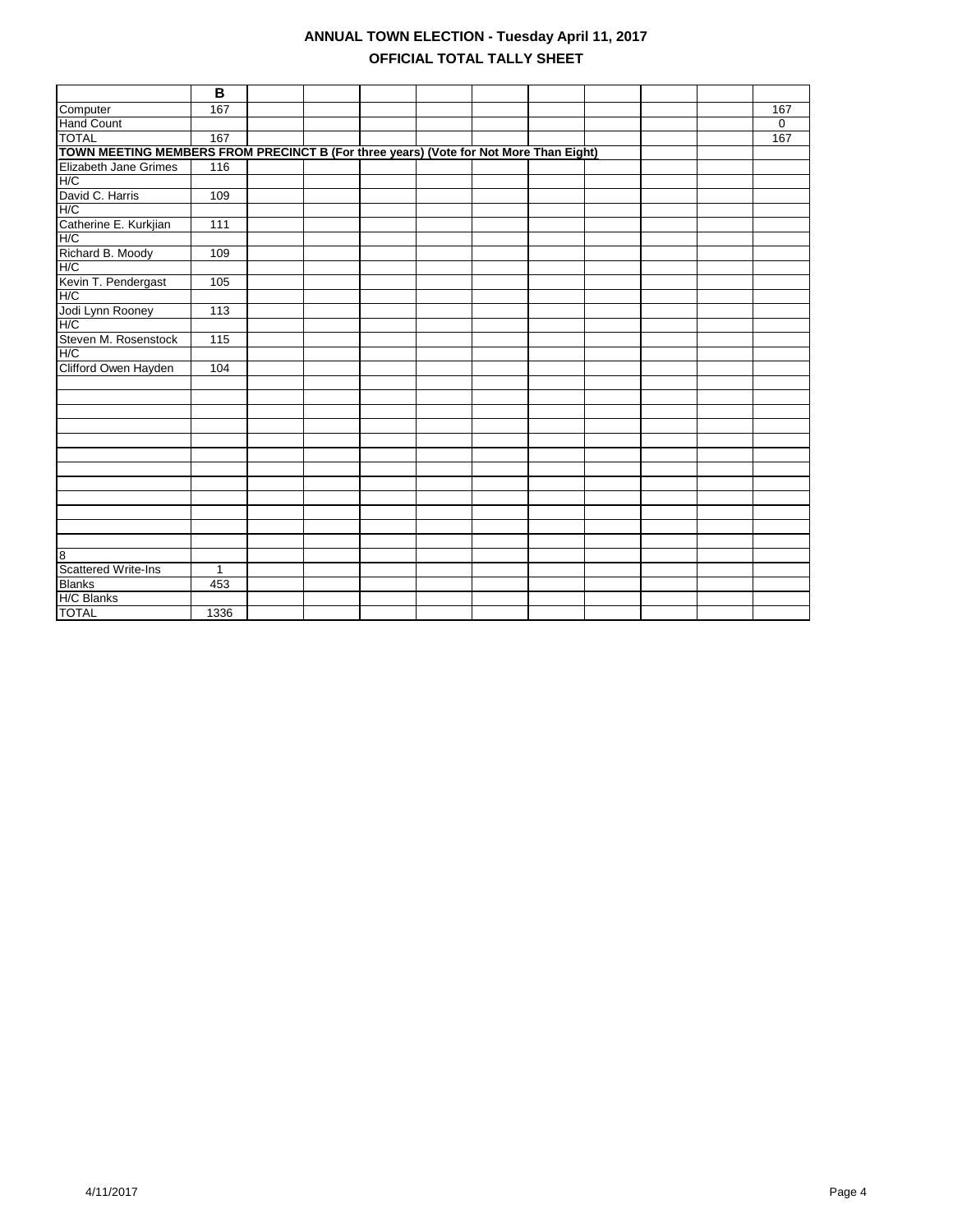# ANNUAL TOWN ELECTION - Tuesday April 11, 2017

## OFFICIAL TOTAL TALLY SHEET

| | B | | | | | | | | | | |
|---|---|---|---|---|---|---|---|---|---|---|---|
| Computer | 167 | | | | | | | | | | 167 |
| Hand Count | | | | | | | | | | | 0 |
| TOTAL | 167 | | | | | | | | | | 167 |
| **TOWN MEETING MEMBERS FROM PRECINCT B (For three years) (Vote for Not More Than Eight)** | | | | | | | | | | | |
| Elizabeth Jane Grimes | 116 | | | | | | | | | | |
| H/C | | | | | | | | | | | |
| David C. Harris | 109 | | | | | | | | | | |
| H/C | | | | | | | | | | | |
| Catherine E. Kurkjian | 111 | | | | | | | | | | |
| H/C | | | | | | | | | | | |
| Richard B. Moody | 109 | | | | | | | | | | |
| H/C | | | | | | | | | | | |
| Kevin T. Pendergast | 105 | | | | | | | | | | |
| H/C | | | | | | | | | | | |
| Jodi Lynn Rooney | 113 | | | | | | | | | | |
| H/C | | | | | | | | | | | |
| Steven M. Rosenstock | 115 | | | | | | | | | | |
| H/C | | | | | | | | | | | |
| Clifford Owen Hayden | 104 | | | | | | | | | | |
| | | | | | | | | | | | |
| | | | | | | | | | | | |
| | | | | | | | | | | | |
| | | | | | | | | | | | |
| | | | | | | | | | | | |
| | | | | | | | | | | | |
| | | | | | | | | | | | |
| | | | | | | | | | | | |
| | | | | | | | | | | | |
| | | | | | | | | | | | |
| | | | | | | | | | | | |
| | | | | | | | | | | | |
| 8 | | | | | | | | | | | |
| Scattered Write-Ins | 1 | | | | | | | | | | |
| Blanks | 453 | | | | | | | | | | |
| H/C Blanks | | | | | | | | | | | |
| TOTAL | 1336 | | | | | | | | | | |

4/11/2017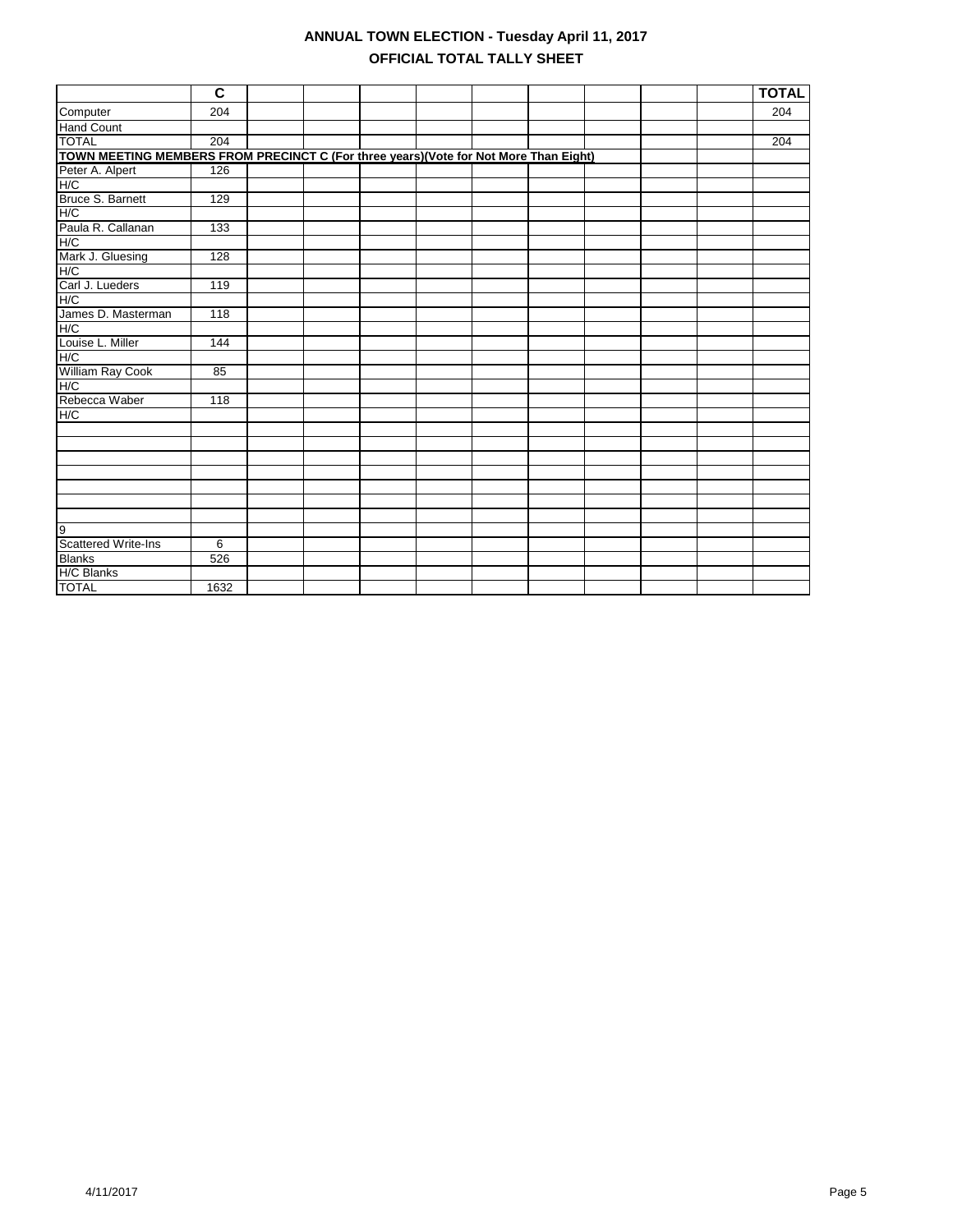# ANNUAL TOWN ELECTION - Tuesday April 11, 2017

## OFFICIAL TOTAL TALLY SHEET

| | C | | | | | | | | | | TOTAL |
|---|---|---|---|---|---|---|---|---|---|---|---|
| Computer | 204 | | | | | | | | | | 204 |
| Hand Count | | | | | | | | | | | |
| TOTAL | 204 | | | | | | | | | | 204 |
| **TOWN MEETING MEMBERS FROM PRECINCT C (For three years)(Vote for Not More Than Eight)** | | | | | | | | | | | |
| Peter A. Alpert | 126 | | | | | | | | | | |
| H/C | | | | | | | | | | | |
| Bruce S. Barnett | 129 | | | | | | | | | | |
| H/C | | | | | | | | | | | |
| Paula R. Callanan | 133 | | | | | | | | | | |
| H/C | | | | | | | | | | | |
| Mark J. Gluesing | 128 | | | | | | | | | | |
| H/C | | | | | | | | | | | |
| Carl J. Lueders | 119 | | | | | | | | | | |
| H/C | | | | | | | | | | | |
| James D. Masterman | 118 | | | | | | | | | | |
| H/C | | | | | | | | | | | |
| Louise L. Miller | 144 | | | | | | | | | | |
| H/C | | | | | | | | | | | |
| William Ray Cook | 85 | | | | | | | | | | |
| H/C | | | | | | | | | | | |
| Rebecca Waber | 118 | | | | | | | | | | |
| H/C | | | | | | | | | | | |
| | | | | | | | | | | | |
| | | | | | | | | | | | |
| | | | | | | | | | | | |
| | | | | | | | | | | | |
| | | | | | | | | | | | |
| | | | | | | | | | | | |
| | | | | | | | | | | | |
| 9 | | | | | | | | | | | |
| Scattered Write-Ins | 6 | | | | | | | | | | |
| Blanks | 526 | | | | | | | | | | |
| H/C Blanks | | | | | | | | | | | |
| TOTAL | 1632 | | | | | | | | | | |

4/11/2017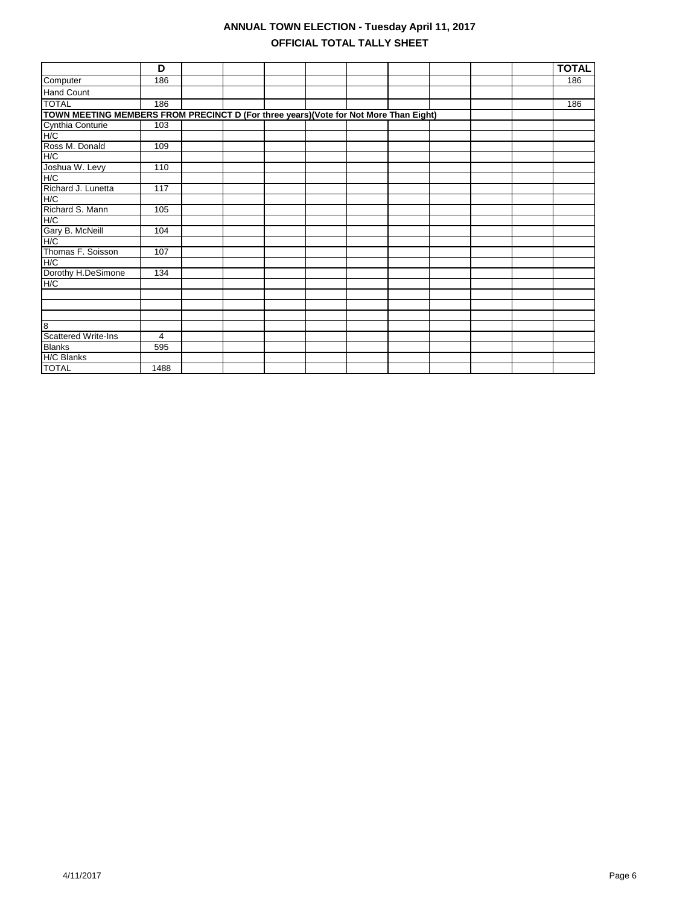# ANNUAL TOWN ELECTION - Tuesday April 11, 2017

## OFFICIAL TOTAL TALLY SHEET

| | D | | | | | | | | | | TOTAL |
|---|---|---|---|---|---|---|---|---|---|---|---|
| Computer | 186 | | | | | | | | | | 186 |
| Hand Count | | | | | | | | | | | |
| TOTAL | 186 | | | | | | | | | | 186 |
| **TOWN MEETING MEMBERS FROM PRECINCT D (For three years)(Vote for Not More Than Eight)** | | | | | | | | | | | |
| Cynthia Conturie | 103 | | | | | | | | | | |
| H/C | | | | | | | | | | | |
| Ross M. Donald | 109 | | | | | | | | | | |
| H/C | | | | | | | | | | | |
| Joshua W. Levy | 110 | | | | | | | | | | |
| H/C | | | | | | | | | | | |
| Richard J. Lunetta | 117 | | | | | | | | | | |
| H/C | | | | | | | | | | | |
| Richard S. Mann | 105 | | | | | | | | | | |
| H/C | | | | | | | | | | | |
| Gary B. McNeill | 104 | | | | | | | | | | |
| H/C | | | | | | | | | | | |
| Thomas F. Soisson | 107 | | | | | | | | | | |
| H/C | | | | | | | | | | | |
| Dorothy H.DeSimone | 134 | | | | | | | | | | |
| H/C | | | | | | | | | | | |
| | | | | | | | | | | | |
| | | | | | | | | | | | |
| | | | | | | | | | | | |
| 8 | | | | | | | | | | | |
| Scattered Write-Ins | 4 | | | | | | | | | | |
| Blanks | 595 | | | | | | | | | | |
| H/C Blanks | | | | | | | | | | | |
| TOTAL | 1488 | | | | | | | | | | |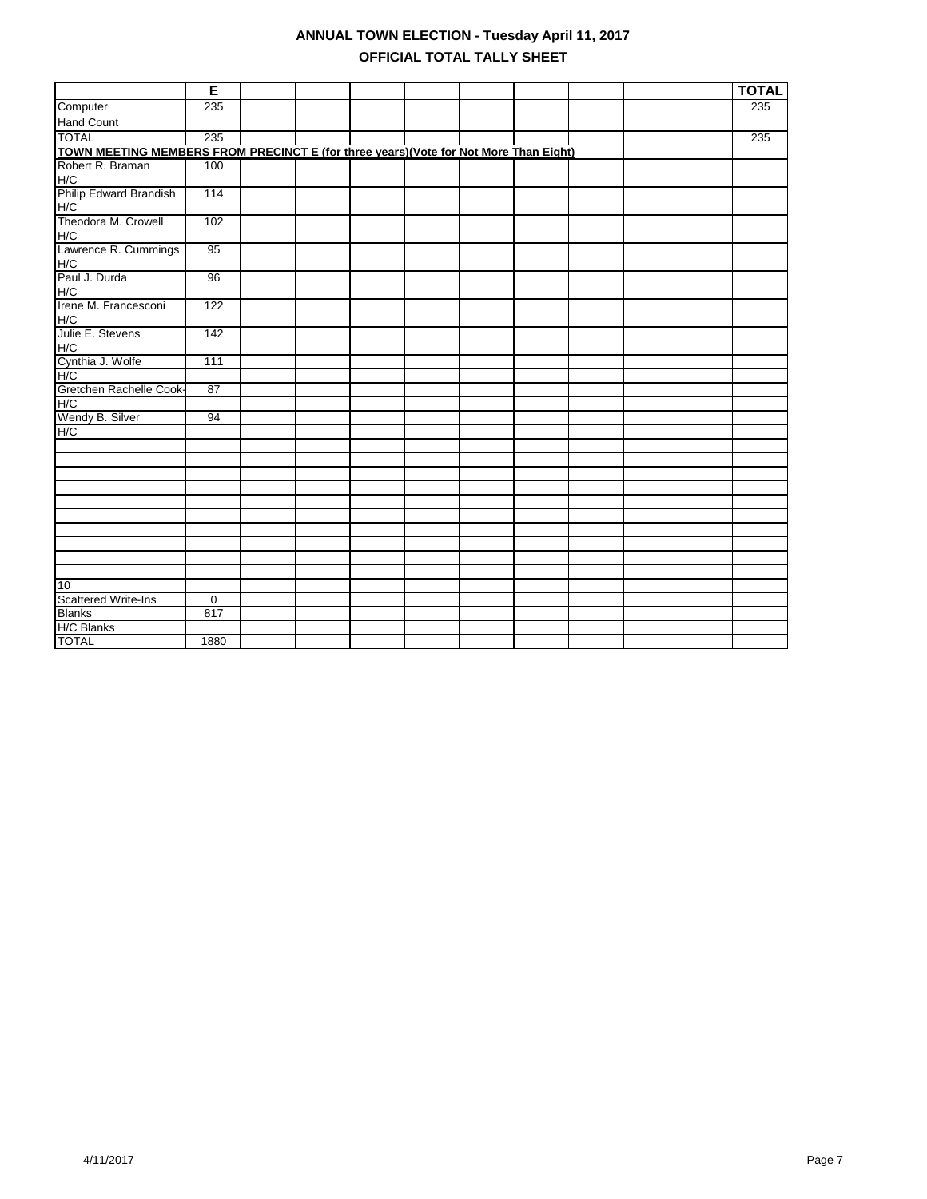# ANNUAL TOWN ELECTION - Tuesday April 11, 2017

## OFFICIAL TOTAL TALLY SHEET

| | E | | | | | | | | | | TOTAL |
|---|---|---|---|---|---|---|---|---|---|---|---|
| Computer | 235 | | | | | | | | | | 235 |
| Hand Count | | | | | | | | | | | |
| TOTAL | 235 | | | | | | | | | | 235 |
| **TOWN MEETING MEMBERS FROM PRECINCT E (for three years)(Vote for Not More Than Eight)** | | | | | | | | | | | |
| Robert R. Braman | 100 | | | | | | | | | | |
| H/C | | | | | | | | | | | |
| Philip Edward Brandish | 114 | | | | | | | | | | |
| H/C | | | | | | | | | | | |
| Theodora M. Crowell | 102 | | | | | | | | | | |
| H/C | | | | | | | | | | | |
| Lawrence R. Cummings | 95 | | | | | | | | | | |
| H/C | | | | | | | | | | | |
| Paul J. Durda | 96 | | | | | | | | | | |
| H/C | | | | | | | | | | | |
| Irene M. Francesconi | 122 | | | | | | | | | | |
| H/C | | | | | | | | | | | |
| Julie E. Stevens | 142 | | | | | | | | | | |
| H/C | | | | | | | | | | | |
| Cynthia J. Wolfe | 111 | | | | | | | | | | |
| H/C | | | | | | | | | | | |
| Gretchen Rachelle Cook- | 87 | | | | | | | | | | |
| H/C | | | | | | | | | | | |
| Wendy B. Silver | 94 | | | | | | | | | | |
| H/C | | | | | | | | | | | |
| | | | | | | | | | | | |
| | | | | | | | | | | | |
| | | | | | | | | | | | |
| | | | | | | | | | | | |
| | | | | | | | | | | | |
| | | | | | | | | | | | |
| | | | | | | | | | | | |
| | | | | | | | | | | | |
| | | | | | | | | | | | |
| | | | | | | | | | | | |
| 10 | | | | | | | | | | | |
| Scattered Write-Ins | 0 | | | | | | | | | | |
| Blanks | 817 | | | | | | | | | | |
| H/C Blanks | | | | | | | | | | | |
| TOTAL | 1880 | | | | | | | | | | |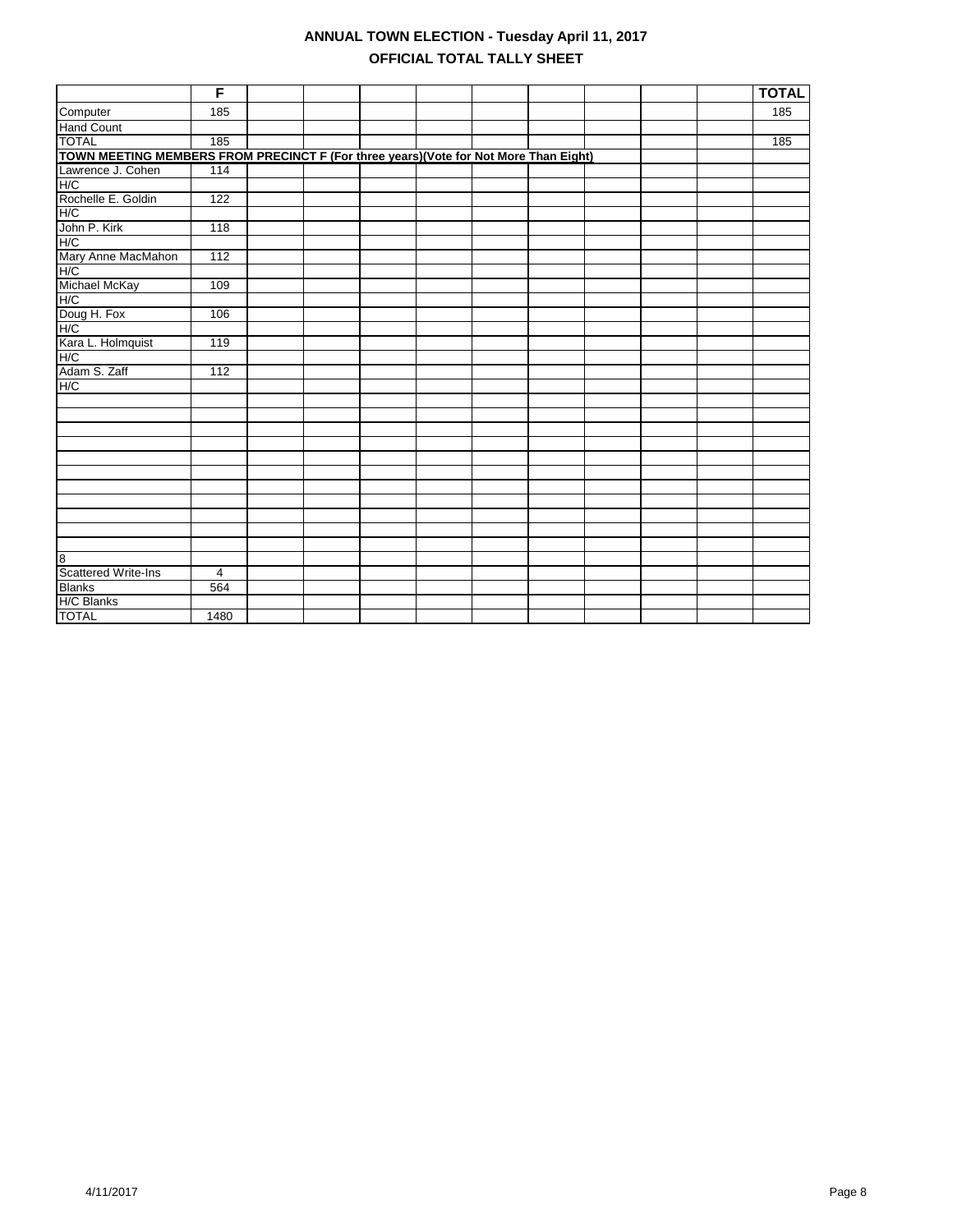# ANNUAL TOWN ELECTION - Tuesday April 11, 2017

## OFFICIAL TOTAL TALLY SHEET

| | F | | | | | | | | | | TOTAL |
|---|---|---|---|---|---|---|---|---|---|---|---|
| Computer | 185 | | | | | | | | | | 185 |
| Hand Count | | | | | | | | | | | |
| TOTAL | 185 | | | | | | | | | | 185 |
| **TOWN MEETING MEMBERS FROM PRECINCT F (For three years)(Vote for Not More Than Eight)** | | | | | | | | | | | |
| Lawrence J. Cohen | 114 | | | | | | | | | | |
| H/C | | | | | | | | | | | |
| Rochelle E. Goldin | 122 | | | | | | | | | | |
| H/C | | | | | | | | | | | |
| John P. Kirk | 118 | | | | | | | | | | |
| H/C | | | | | | | | | | | |
| Mary Anne MacMahon | 112 | | | | | | | | | | |
| H/C | | | | | | | | | | | |
| Michael McKay | 109 | | | | | | | | | | |
| H/C | | | | | | | | | | | |
| Doug H. Fox | 106 | | | | | | | | | | |
| H/C | | | | | | | | | | | |
| Kara L. Holmquist | 119 | | | | | | | | | | |
| H/C | | | | | | | | | | | |
| Adam S. Zaff | 112 | | | | | | | | | | |
| H/C | | | | | | | | | | | |
| | | | | | | | | | | | |
| | | | | | | | | | | | |
| | | | | | | | | | | | |
| | | | | | | | | | | | |
| | | | | | | | | | | | |
| | | | | | | | | | | | |
| | | | | | | | | | | | |
| | | | | | | | | | | | |
| | | | | | | | | | | | |
| | | | | | | | | | | | |
| | | | | | | | | | | | |
| 8 | | | | | | | | | | | |
| Scattered Write-Ins | 4 | | | | | | | | | | |
| Blanks | 564 | | | | | | | | | | |
| H/C Blanks | | | | | | | | | | | |
| TOTAL | 1480 | | | | | | | | | | |

4/11/2017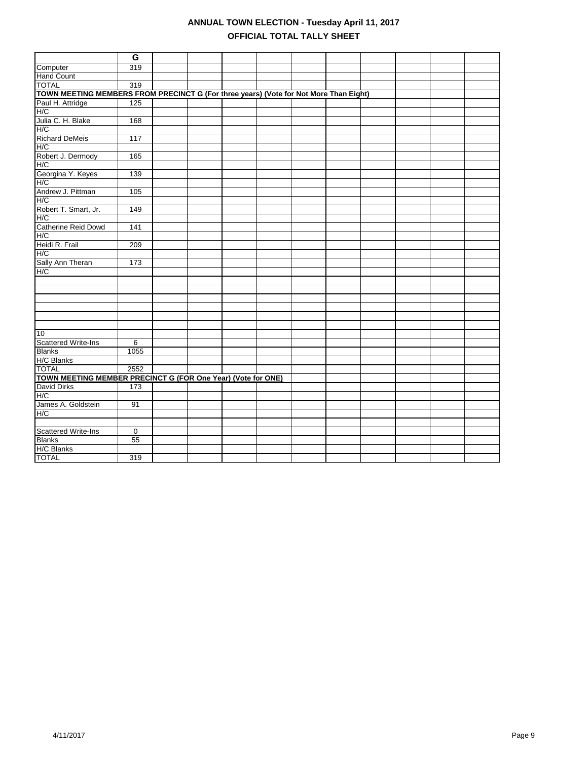# ANNUAL TOWN ELECTION - Tuesday April 11, 2017

## OFFICIAL TOTAL TALLY SHEET

| | G | | | | | | | | | | |
|---|---|---|---|---|---|---|---|---|---|---|---|
| Computer | 319 | | | | | | | | | | |
| Hand Count | | | | | | | | | | | |
| TOTAL | 319 | | | | | | | | | | |
| **TOWN MEETING MEMBERS FROM PRECINCT G (For three years) (Vote for Not More Than Eight)** | | | | | | | | | | | |
| Paul H. Attridge | 125 | | | | | | | | | | |
| H/C | | | | | | | | | | | |
| Julia C. H. Blake | 168 | | | | | | | | | | |
| H/C | | | | | | | | | | | |
| Richard DeMeis | 117 | | | | | | | | | | |
| H/C | | | | | | | | | | | |
| Robert J. Dermody | 165 | | | | | | | | | | |
| H/C | | | | | | | | | | | |
| Georgina Y. Keyes | 139 | | | | | | | | | | |
| H/C | | | | | | | | | | | |
| Andrew J. Pittman | 105 | | | | | | | | | | |
| H/C | | | | | | | | | | | |
| Robert T. Smart, Jr. | 149 | | | | | | | | | | |
| H/C | | | | | | | | | | | |
| Catherine Reid Dowd | 141 | | | | | | | | | | |
| H/C | | | | | | | | | | | |
| Heidi R. Frail | 209 | | | | | | | | | | |
| H/C | | | | | | | | | | | |
| Sally Ann Theran | 173 | | | | | | | | | | |
| H/C | | | | | | | | | | | |
| | | | | | | | | | | | |
| | | | | | | | | | | | |
| | | | | | | | | | | | |
| | | | | | | | | | | | |
| | | | | | | | | | | | |
| | | | | | | | | | | | |
| 10 | | | | | | | | | | | |
| Scattered Write-Ins | 6 | | | | | | | | | | |
| Blanks | 1055 | | | | | | | | | | |
| H/C Blanks | | | | | | | | | | | |
| TOTAL | 2552 | | | | | | | | | | |
| **TOWN MEETING MEMBER PRECINCT G (FOR One Year) (Vote for ONE)** | | | | | | | | | | | |
| David Dirks | 173 | | | | | | | | | | |
| H/C | | | | | | | | | | | |
| James A. Goldstein | 91 | | | | | | | | | | |
| H/C | | | | | | | | | | | |
| | | | | | | | | | | | |
| Scattered Write-Ins | 0 | | | | | | | | | | |
| Blanks | 55 | | | | | | | | | | |
| H/C Blanks | | | | | | | | | | | |
| TOTAL | 319 | | | | | | | | | | |

4/11/2017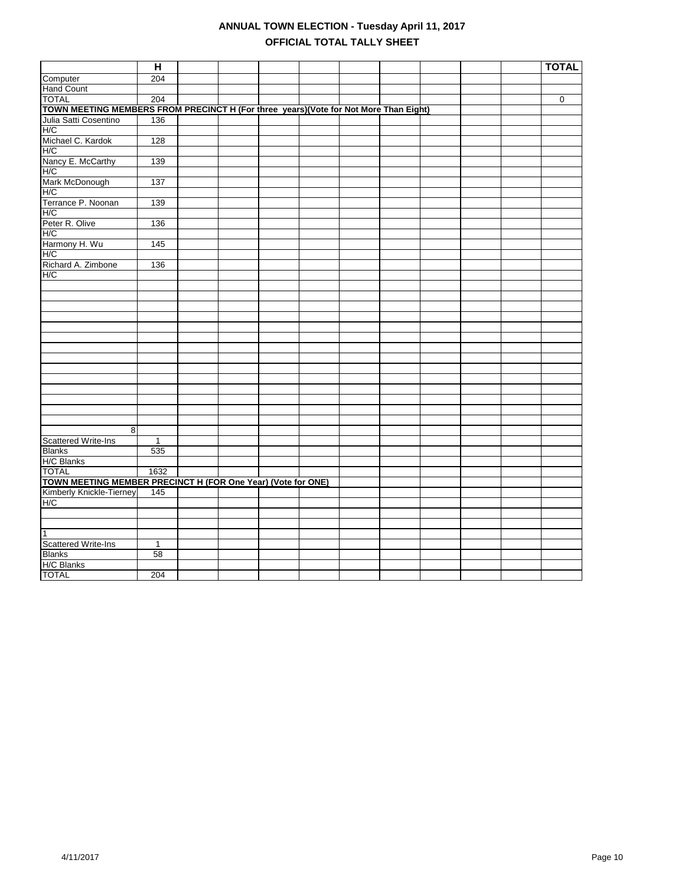# ANNUAL TOWN ELECTION - Tuesday April 11, 2017

## OFFICIAL TOTAL TALLY SHEET

| | H | | | | | | | | | | TOTAL |
|---|---|---|---|---|---|---|---|---|---|---|---|
| Computer | 204 | | | | | | | | | | |
| Hand Count | | | | | | | | | | | |
| TOTAL | 204 | | | | | | | | | | 0 |
| **TOWN MEETING MEMBERS FROM PRECINCT H (For three years)(Vote for Not More Than Eight)** | | | | | | | | | | | |
| Julia Satti Cosentino | 136 | | | | | | | | | | |
| H/C | | | | | | | | | | | |
| Michael C. Kardok | 128 | | | | | | | | | | |
| H/C | | | | | | | | | | | |
| Nancy E. McCarthy | 139 | | | | | | | | | | |
| H/C | | | | | | | | | | | |
| Mark McDonough | 137 | | | | | | | | | | |
| H/C | | | | | | | | | | | |
| Terrance P. Noonan | 139 | | | | | | | | | | |
| H/C | | | | | | | | | | | |
| Peter R. Olive | 136 | | | | | | | | | | |
| H/C | | | | | | | | | | | |
| Harmony H. Wu | 145 | | | | | | | | | | |
| H/C | | | | | | | | | | | |
| Richard A. Zimbone | 136 | | | | | | | | | | |
| H/C | | | | | | | | | | | |
| 8 | | | | | | | | | | | |
| Scattered Write-Ins | 1 | | | | | | | | | | |
| Blanks | 535 | | | | | | | | | | |
| H/C Blanks | | | | | | | | | | | |
| TOTAL | 1632 | | | | | | | | | | |
| **TOWN MEETING MEMBER PRECINCT H (FOR One Year) (Vote for ONE)** | | | | | | | | | | | |
| Kimberly Knickle-Tierney | 145 | | | | | | | | | | |
| H/C | | | | | | | | | | | |
| 1 | | | | | | | | | | | |
| Scattered Write-Ins | 1 | | | | | | | | | | |
| Blanks | 58 | | | | | | | | | | |
| H/C Blanks | | | | | | | | | | | |
| TOTAL | 204 | | | | | | | | | | |

4/11/2017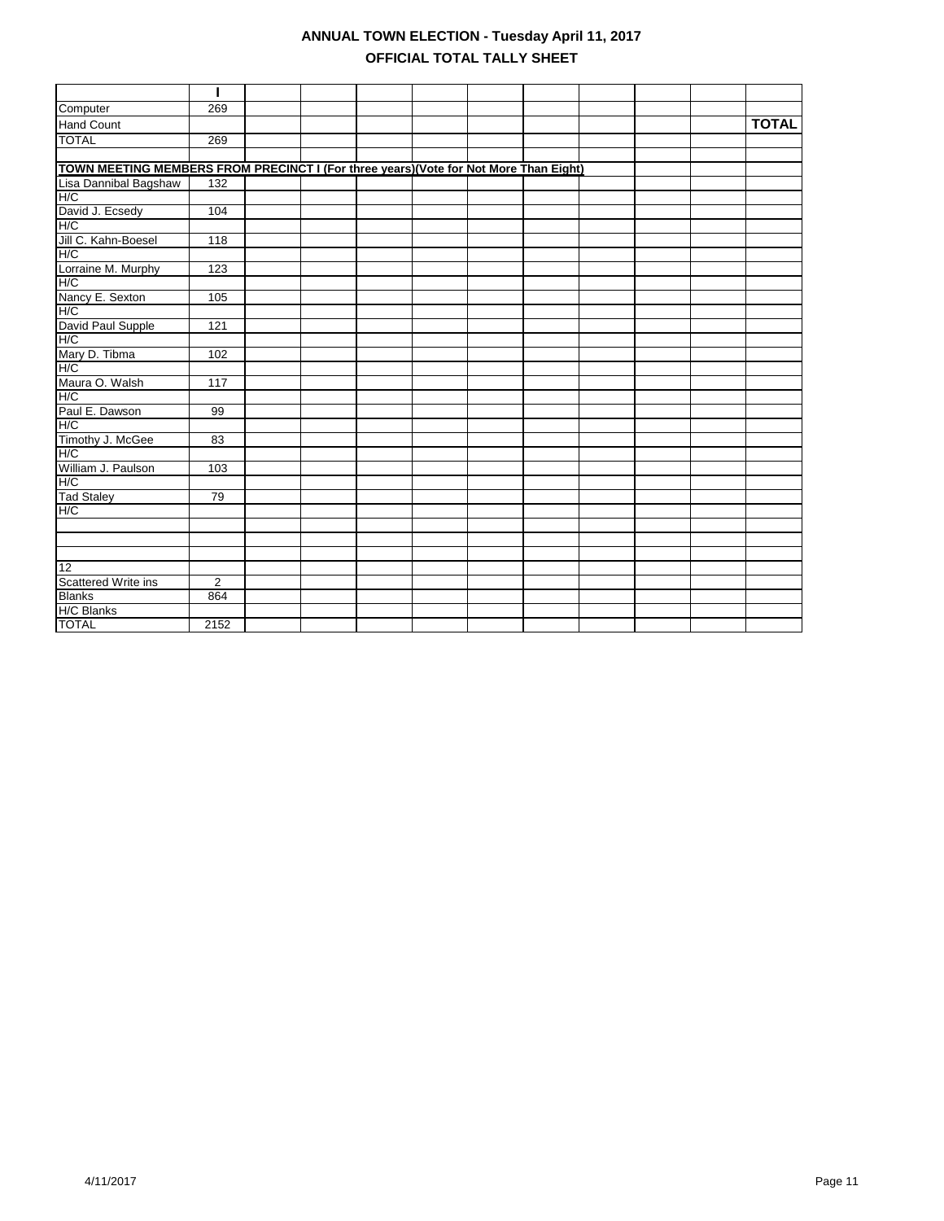# ANNUAL TOWN ELECTION - Tuesday April 11, 2017

## OFFICIAL TOTAL TALLY SHEET

| | I | | | | | | | | | | |
|---|---|---|---|---|---|---|---|---|---|---|---|
| Computer | 269 | | | | | | | | | | |
| Hand Count | | | | | | | | | | | **TOTAL** |
| TOTAL | 269 | | | | | | | | | | |
| | | | | | | | | | | | |
| **TOWN MEETING MEMBERS FROM PRECINCT I (For three years)(Vote for Not More Than Eight)** | | | | | | | | | | | |
| Lisa Dannibal Bagshaw | 132 | | | | | | | | | | |
| H/C | | | | | | | | | | | |
| David J. Ecsedy | 104 | | | | | | | | | | |
| H/C | | | | | | | | | | | |
| Jill C. Kahn-Boesel | 118 | | | | | | | | | | |
| H/C | | | | | | | | | | | |
| Lorraine M. Murphy | 123 | | | | | | | | | | |
| H/C | | | | | | | | | | | |
| Nancy E. Sexton | 105 | | | | | | | | | | |
| H/C | | | | | | | | | | | |
| David Paul Supple | 121 | | | | | | | | | | |
| H/C | | | | | | | | | | | |
| Mary D. Tibma | 102 | | | | | | | | | | |
| H/C | | | | | | | | | | | |
| Maura O. Walsh | 117 | | | | | | | | | | |
| H/C | | | | | | | | | | | |
| Paul E. Dawson | 99 | | | | | | | | | | |
| H/C | | | | | | | | | | | |
| Timothy J. McGee | 83 | | | | | | | | | | |
| H/C | | | | | | | | | | | |
| William J. Paulson | 103 | | | | | | | | | | |
| H/C | | | | | | | | | | | |
| Tad Staley | 79 | | | | | | | | | | |
| H/C | | | | | | | | | | | |
| | | | | | | | | | | | |
| | | | | | | | | | | | |
| | | | | | | | | | | | |
| 12 | | | | | | | | | | | |
| Scattered Write ins | 2 | | | | | | | | | | |
| Blanks | 864 | | | | | | | | | | |
| H/C Blanks | | | | | | | | | | | |
| TOTAL | 2152 | | | | | | | | | | |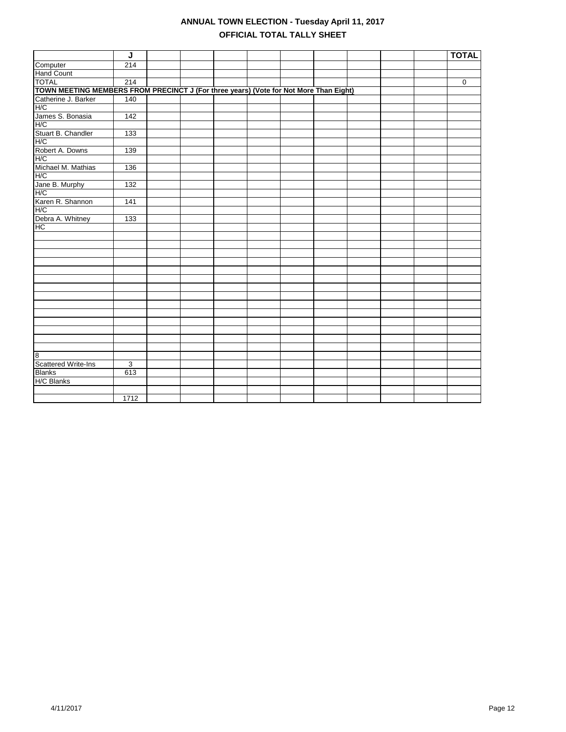## ANNUAL TOWN ELECTION - Tuesday April 11, 2017

## OFFICIAL TOTAL TALLY SHEET

| | J | | | | | | | | | | TOTAL |
|---|---|---|---|---|---|---|---|---|---|---|---|
| Computer | 214 | | | | | | | | | | |
| Hand Count | | | | | | | | | | | |
| TOTAL | 214 | | | | | | | | | | 0 |
| **TOWN MEETING MEMBERS FROM PRECINCT J (For three years) (Vote for Not More Than Eight)** | | | | | | | | | | | |
| Catherine J. Barker | 140 | | | | | | | | | | |
| H/C | | | | | | | | | | | |
| James S. Bonasia | 142 | | | | | | | | | | |
| H/C | | | | | | | | | | | |
| Stuart B. Chandler | 133 | | | | | | | | | | |
| H/C | | | | | | | | | | | |
| Robert A. Downs | 139 | | | | | | | | | | |
| H/C | | | | | | | | | | | |
| Michael M. Mathias | 136 | | | | | | | | | | |
| H/C | | | | | | | | | | | |
| Jane B. Murphy | 132 | | | | | | | | | | |
| H/C | | | | | | | | | | | |
| Karen R. Shannon | 141 | | | | | | | | | | |
| H/C | | | | | | | | | | | |
| Debra A. Whitney | 133 | | | | | | | | | | |
| HC | | | | | | | | | | | |
| 8 | | | | | | | | | | | |
| Scattered Write-Ins | 3 | | | | | | | | | | |
| Blanks | 613 | | | | | | | | | | |
| H/C Blanks | | | | | | | | | | | |
| | | | | | | | | | | | |
| | 1712 | | | | | | | | | | |